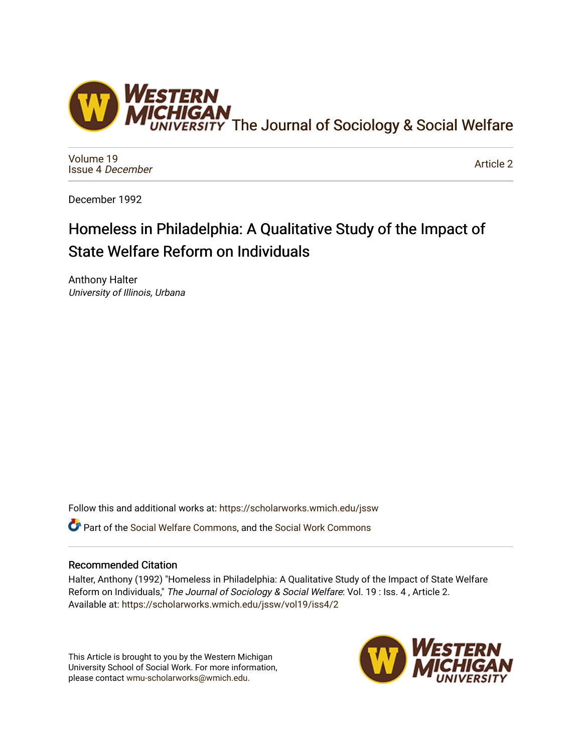# The Journal of Sociology & Social Welfare

Volume 19
Issue 4 *December*

Article 2

December 1992

# Homeless in Philadelphia: A Qualitative Study of the Impact of State Welfare Reform on Individuals

Anthony Halter
*University of Illinois, Urbana*

Follow this and additional works at: https://scholarworks.wmich.edu/jssw

Part of the Social Welfare Commons, and the Social Work Commons

## Recommended Citation

Halter, Anthony (1992) "Homeless in Philadelphia: A Qualitative Study of the Impact of State Welfare Reform on Individuals," *The Journal of Sociology & Social Welfare*: Vol. 19 : Iss. 4 , Article 2.
Available at: https://scholarworks.wmich.edu/jssw/vol19/iss4/2

This Article is brought to you by the Western Michigan University School of Social Work. For more information, please contact wmu-scholarworks@wmich.edu.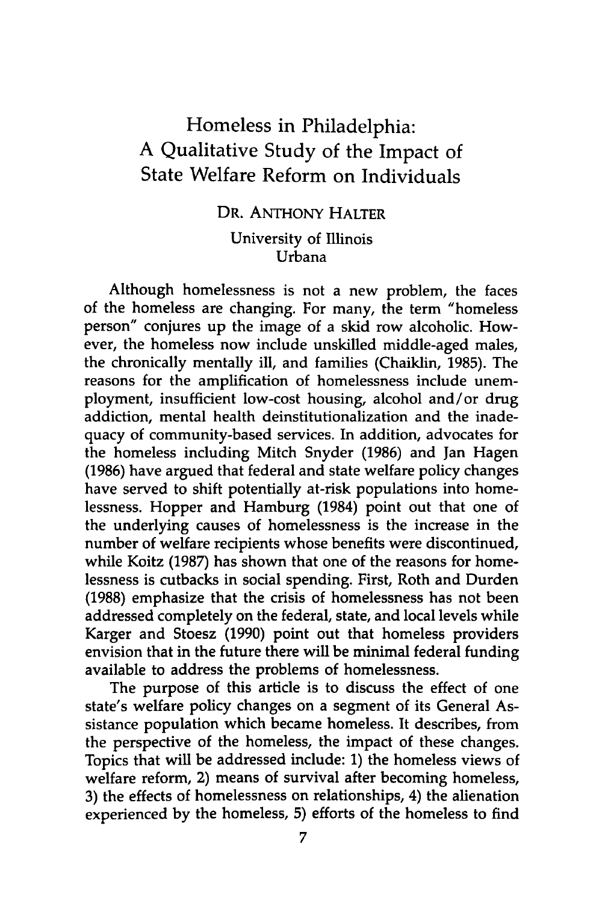# Homeless in Philadelphia: A Qualitative Study of the Impact of State Welfare Reform on Individuals

DR. ANTHONY HALTER

University of Illinois
Urbana

Although homelessness is not a new problem, the faces of the homeless are changing. For many, the term "homeless person" conjures up the image of a skid row alcoholic. However, the homeless now include unskilled middle-aged males, the chronically mentally ill, and families (Chaiklin, 1985). The reasons for the amplification of homelessness include unemployment, insufficient low-cost housing, alcohol and/or drug addiction, mental health deinstitutionalization and the inadequacy of community-based services. In addition, advocates for the homeless including Mitch Snyder (1986) and Jan Hagen (1986) have argued that federal and state welfare policy changes have served to shift potentially at-risk populations into homelessness. Hopper and Hamburg (1984) point out that one of the underlying causes of homelessness is the increase in the number of welfare recipients whose benefits were discontinued, while Koitz (1987) has shown that one of the reasons for homelessness is cutbacks in social spending. First, Roth and Durden (1988) emphasize that the crisis of homelessness has not been addressed completely on the federal, state, and local levels while Karger and Stoesz (1990) point out that homeless providers envision that in the future there will be minimal federal funding available to address the problems of homelessness.

The purpose of this article is to discuss the effect of one state's welfare policy changes on a segment of its General Assistance population which became homeless. It describes, from the perspective of the homeless, the impact of these changes. Topics that will be addressed include: 1) the homeless views of welfare reform, 2) means of survival after becoming homeless, 3) the effects of homelessness on relationships, 4) the alienation experienced by the homeless, 5) efforts of the homeless to find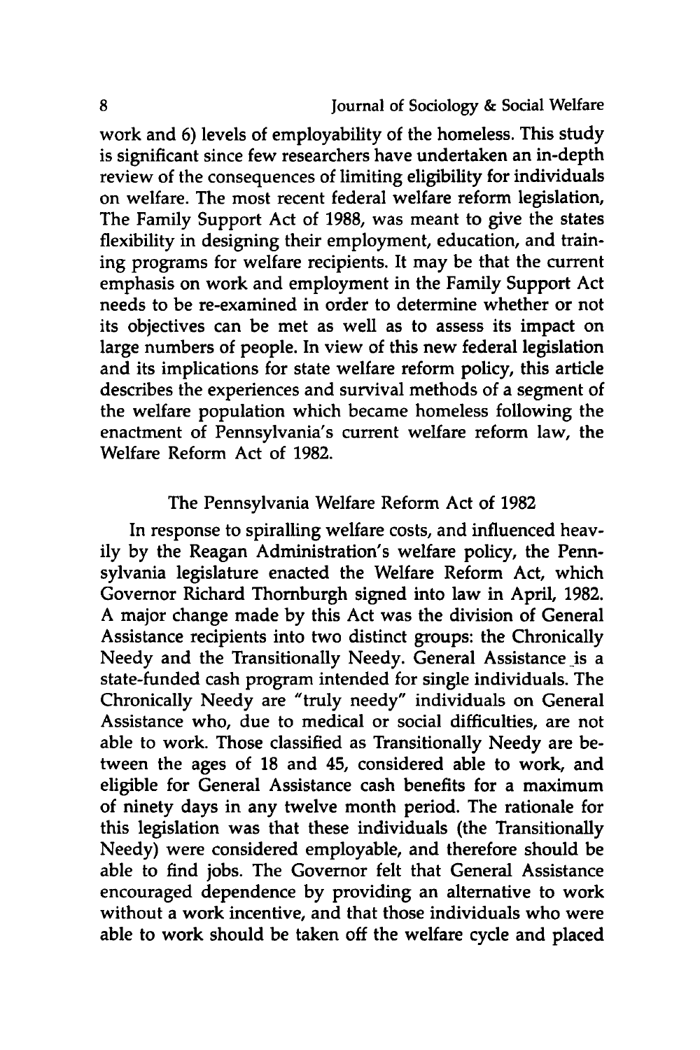work and 6) levels of employability of the homeless. This study is significant since few researchers have undertaken an in-depth review of the consequences of limiting eligibility for individuals on welfare. The most recent federal welfare reform legislation, The Family Support Act of 1988, was meant to give the states flexibility in designing their employment, education, and training programs for welfare recipients. It may be that the current emphasis on work and employment in the Family Support Act needs to be re-examined in order to determine whether or not its objectives can be met as well as to assess its impact on large numbers of people. In view of this new federal legislation and its implications for state welfare reform policy, this article describes the experiences and survival methods of a segment of the welfare population which became homeless following the enactment of Pennsylvania's current welfare reform law, the Welfare Reform Act of 1982.

## The Pennsylvania Welfare Reform Act of 1982

In response to spiralling welfare costs, and influenced heavily by the Reagan Administration's welfare policy, the Pennsylvania legislature enacted the Welfare Reform Act, which Governor Richard Thornburgh signed into law in April, 1982. A major change made by this Act was the division of General Assistance recipients into two distinct groups: the Chronically Needy and the Transitionally Needy. General Assistance is a state-funded cash program intended for single individuals. The Chronically Needy are "truly needy" individuals on General Assistance who, due to medical or social difficulties, are not able to work. Those classified as Transitionally Needy are between the ages of 18 and 45, considered able to work, and eligible for General Assistance cash benefits for a maximum of ninety days in any twelve month period. The rationale for this legislation was that these individuals (the Transitionally Needy) were considered employable, and therefore should be able to find jobs. The Governor felt that General Assistance encouraged dependence by providing an alternative to work without a work incentive, and that those individuals who were able to work should be taken off the welfare cycle and placed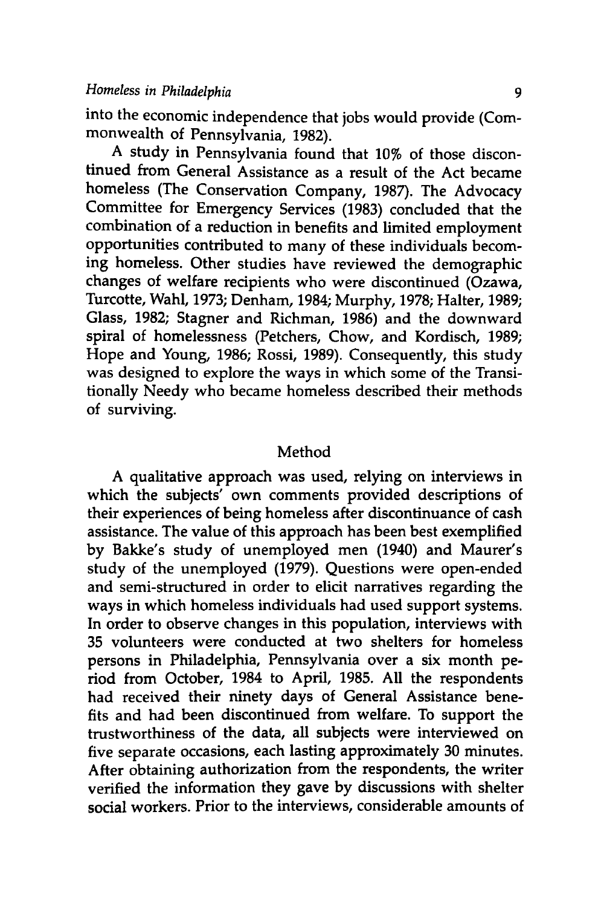into the economic independence that jobs would provide (Commonwealth of Pennsylvania, 1982).

A study in Pennsylvania found that 10% of those discontinued from General Assistance as a result of the Act became homeless (The Conservation Company, 1987). The Advocacy Committee for Emergency Services (1983) concluded that the combination of a reduction in benefits and limited employment opportunities contributed to many of these individuals becoming homeless. Other studies have reviewed the demographic changes of welfare recipients who were discontinued (Ozawa, Turcotte, Wahl, 1973; Denham, 1984; Murphy, 1978; Halter, 1989; Glass, 1982; Stagner and Richman, 1986) and the downward spiral of homelessness (Petchers, Chow, and Kordisch, 1989; Hope and Young, 1986; Rossi, 1989). Consequently, this study was designed to explore the ways in which some of the Transitionally Needy who became homeless described their methods of surviving.

## Method

A qualitative approach was used, relying on interviews in which the subjects' own comments provided descriptions of their experiences of being homeless after discontinuance of cash assistance. The value of this approach has been best exemplified by Bakke's study of unemployed men (1940) and Maurer's study of the unemployed (1979). Questions were open-ended and semi-structured in order to elicit narratives regarding the ways in which homeless individuals had used support systems. In order to observe changes in this population, interviews with 35 volunteers were conducted at two shelters for homeless persons in Philadelphia, Pennsylvania over a six month period from October, 1984 to April, 1985. All the respondents had received their ninety days of General Assistance benefits and had been discontinued from welfare. To support the trustworthiness of the data, all subjects were interviewed on five separate occasions, each lasting approximately 30 minutes. After obtaining authorization from the respondents, the writer verified the information they gave by discussions with shelter social workers. Prior to the interviews, considerable amounts of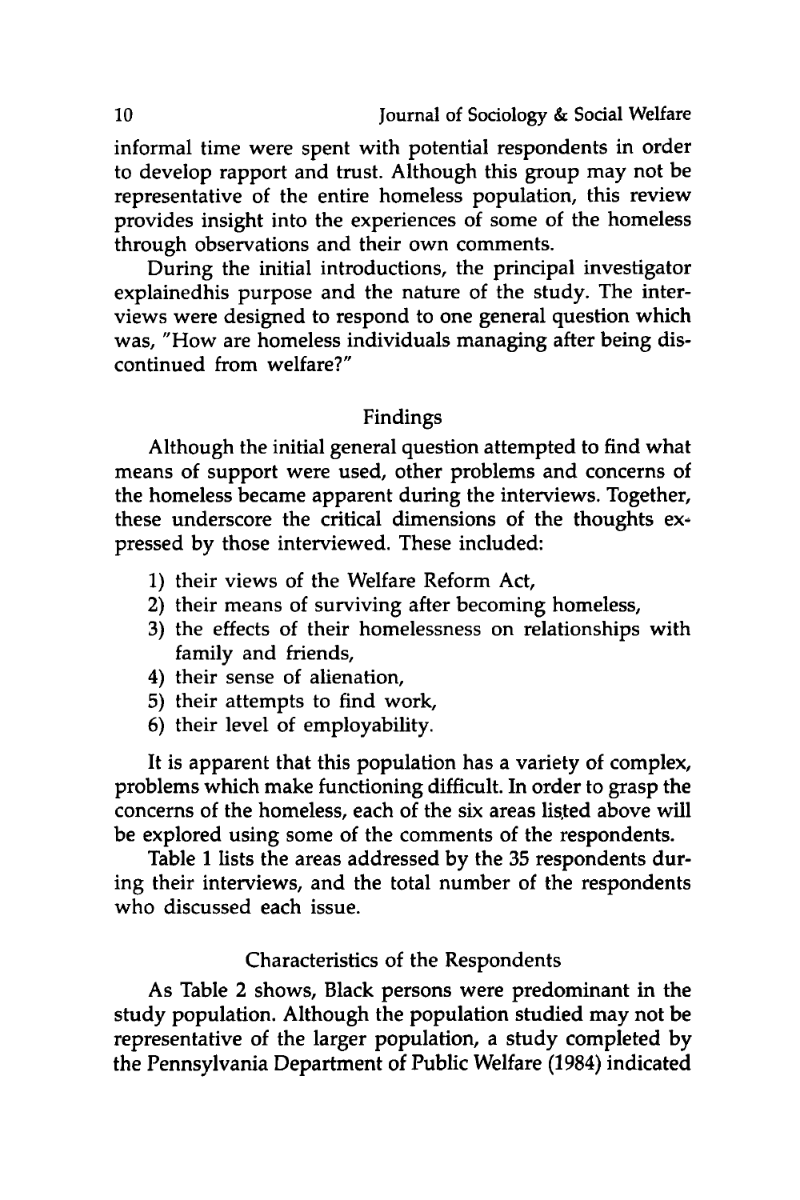informal time were spent with potential respondents in order to develop rapport and trust. Although this group may not be representative of the entire homeless population, this review provides insight into the experiences of some of the homeless through observations and their own comments.

During the initial introductions, the principal investigator explainedhis purpose and the nature of the study. The interviews were designed to respond to one general question which was, "How are homeless individuals managing after being discontinued from welfare?"

## Findings

Although the initial general question attempted to find what means of support were used, other problems and concerns of the homeless became apparent during the interviews. Together, these underscore the critical dimensions of the thoughts expressed by those interviewed. These included:

1) their views of the Welfare Reform Act,
2) their means of surviving after becoming homeless,
3) the effects of their homelessness on relationships with family and friends,
4) their sense of alienation,
5) their attempts to find work,
6) their level of employability.

It is apparent that this population has a variety of complex, problems which make functioning difficult. In order to grasp the concerns of the homeless, each of the six areas listed above will be explored using some of the comments of the respondents.

Table 1 lists the areas addressed by the 35 respondents during their interviews, and the total number of the respondents who discussed each issue.

## Characteristics of the Respondents

As Table 2 shows, Black persons were predominant in the study population. Although the population studied may not be representative of the larger population, a study completed by the Pennsylvania Department of Public Welfare (1984) indicated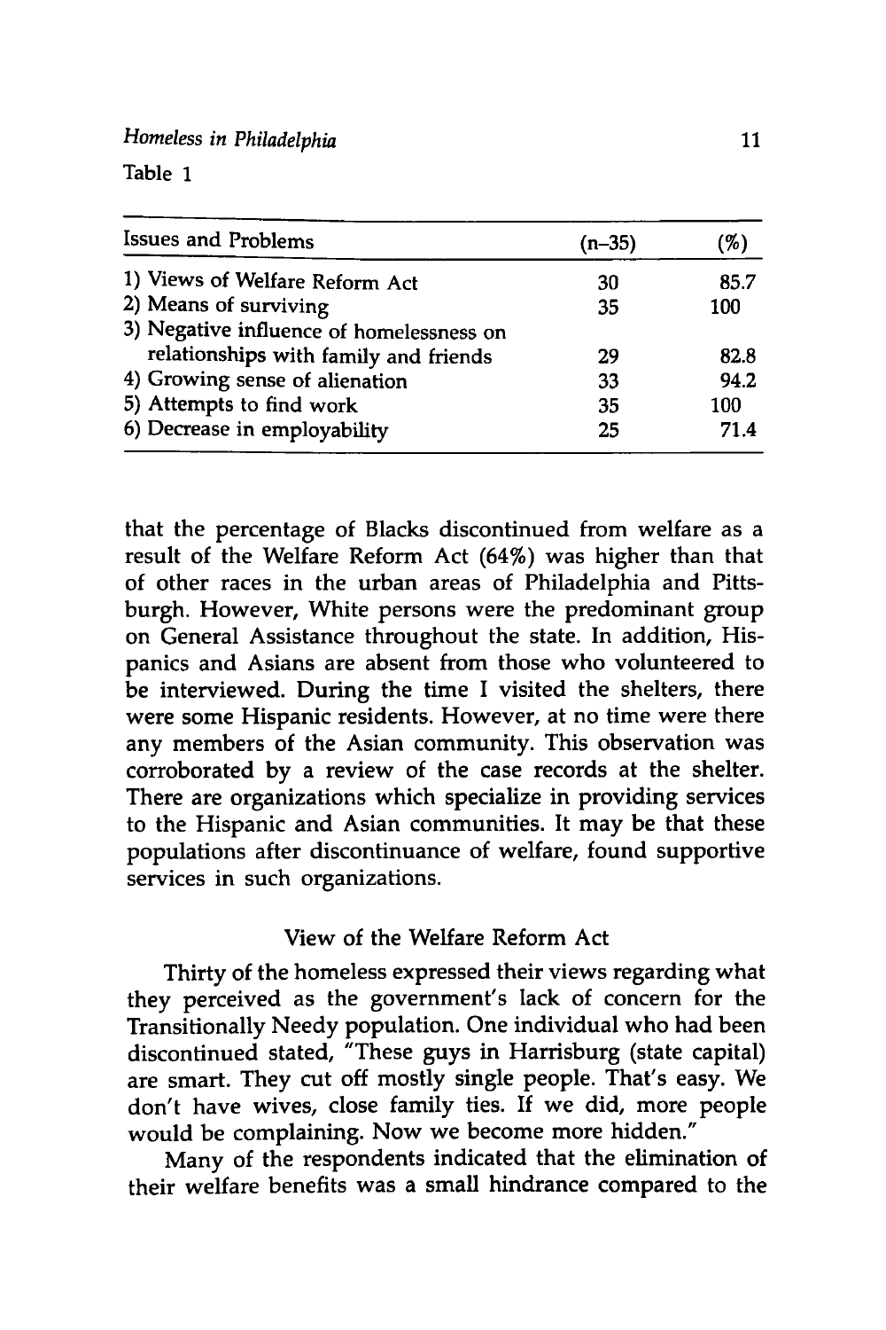Table 1

| Issues and Problems | (n–35) | (%) |
|---|---|---|
| 1) Views of Welfare Reform Act | 30 | 85.7 |
| 2) Means of surviving | 35 | 100 |
| 3) Negative influence of homelessness on relationships with family and friends | 29 | 82.8 |
| 4) Growing sense of alienation | 33 | 94.2 |
| 5) Attempts to find work | 35 | 100 |
| 6) Decrease in employability | 25 | 71.4 |

that the percentage of Blacks discontinued from welfare as a result of the Welfare Reform Act (64%) was higher than that of other races in the urban areas of Philadelphia and Pittsburgh. However, White persons were the predominant group on General Assistance throughout the state. In addition, Hispanics and Asians are absent from those who volunteered to be interviewed. During the time I visited the shelters, there were some Hispanic residents. However, at no time were there any members of the Asian community. This observation was corroborated by a review of the case records at the shelter. There are organizations which specialize in providing services to the Hispanic and Asian communities. It may be that these populations after discontinuance of welfare, found supportive services in such organizations.

## View of the Welfare Reform Act

Thirty of the homeless expressed their views regarding what they perceived as the government's lack of concern for the Transitionally Needy population. One individual who had been discontinued stated, "These guys in Harrisburg (state capital) are smart. They cut off mostly single people. That's easy. We don't have wives, close family ties. If we did, more people would be complaining. Now we become more hidden."

Many of the respondents indicated that the elimination of their welfare benefits was a small hindrance compared to the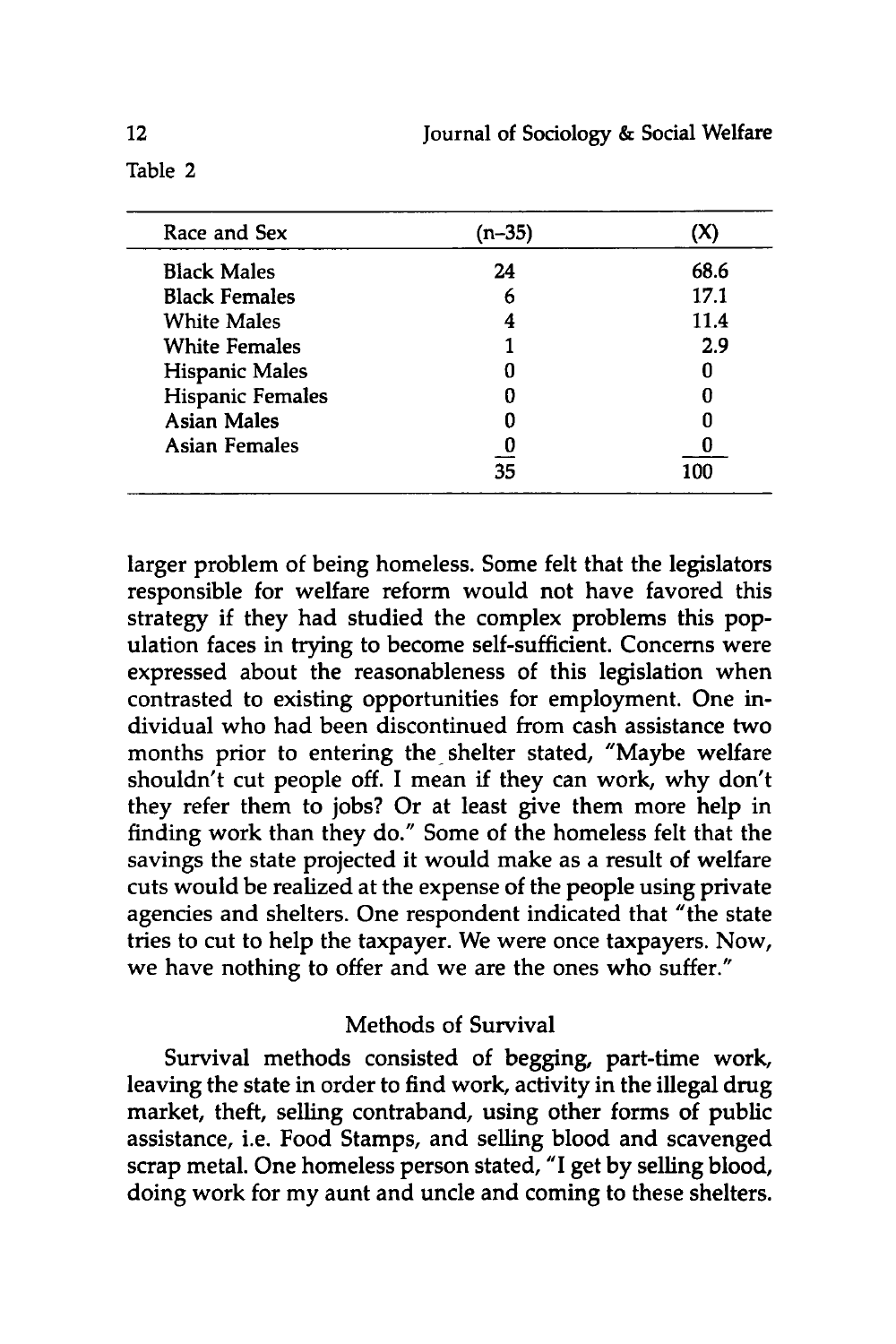Table 2

| Race and Sex | (n–35) | (X) |
|---|---|---|
| Black Males | 24 | 68.6 |
| Black Females | 6 | 17.1 |
| White Males | 4 | 11.4 |
| White Females | 1 | 2.9 |
| Hispanic Males | 0 | 0 |
| Hispanic Females | 0 | 0 |
| Asian Males | 0 | 0 |
| Asian Females | 0 | 0 |
| | 35 | 100 |

larger problem of being homeless. Some felt that the legislators responsible for welfare reform would not have favored this strategy if they had studied the complex problems this population faces in trying to become self-sufficient. Concerns were expressed about the reasonableness of this legislation when contrasted to existing opportunities for employment. One individual who had been discontinued from cash assistance two months prior to entering the shelter stated, "Maybe welfare shouldn't cut people off. I mean if they can work, why don't they refer them to jobs? Or at least give them more help in finding work than they do." Some of the homeless felt that the savings the state projected it would make as a result of welfare cuts would be realized at the expense of the people using private agencies and shelters. One respondent indicated that "the state tries to cut to help the taxpayer. We were once taxpayers. Now, we have nothing to offer and we are the ones who suffer."

## Methods of Survival

Survival methods consisted of begging, part-time work, leaving the state in order to find work, activity in the illegal drug market, theft, selling contraband, using other forms of public assistance, i.e. Food Stamps, and selling blood and scavenged scrap metal. One homeless person stated, "I get by selling blood, doing work for my aunt and uncle and coming to these shelters.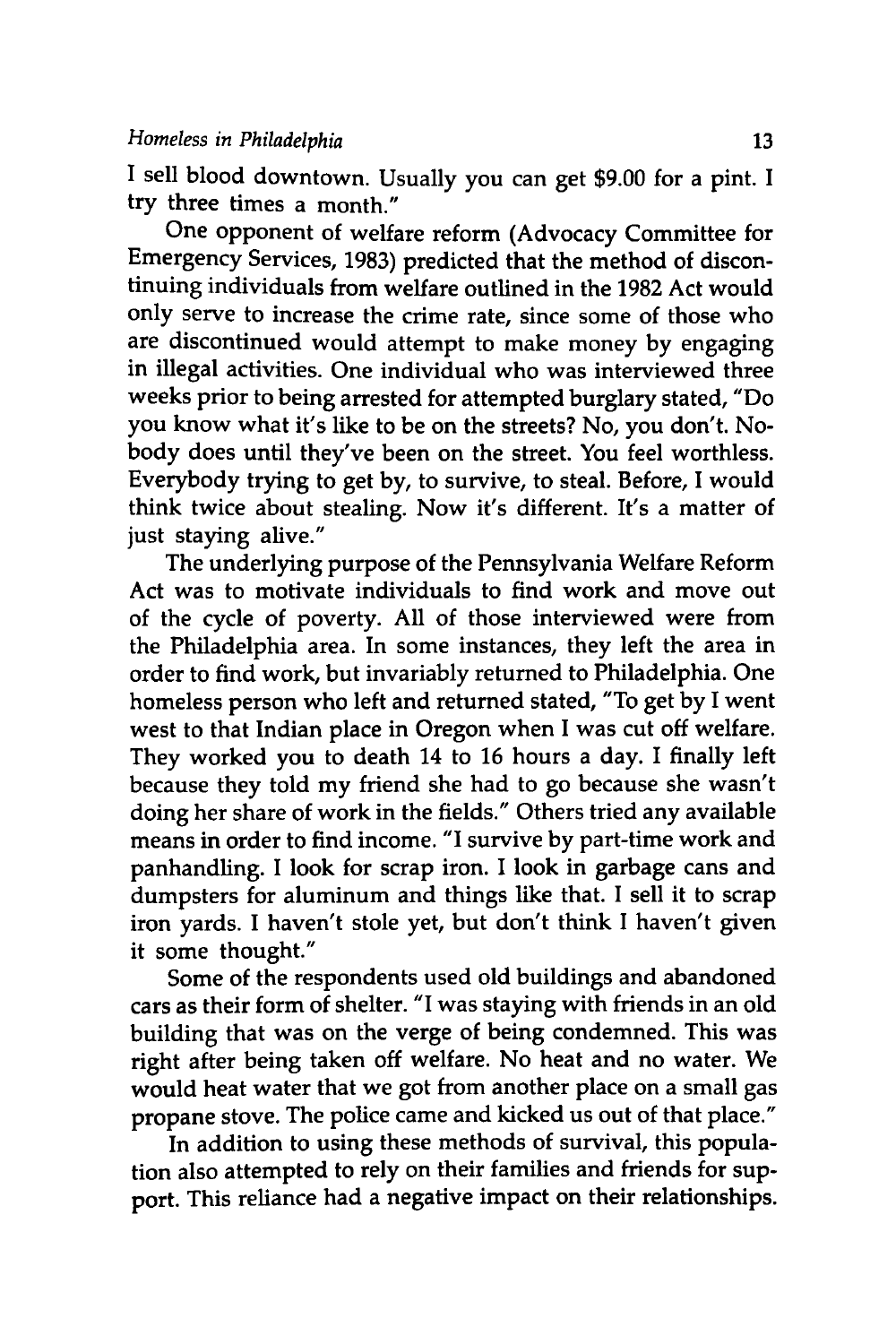I sell blood downtown. Usually you can get $9.00 for a pint. I try three times a month."

One opponent of welfare reform (Advocacy Committee for Emergency Services, 1983) predicted that the method of discontinuing individuals from welfare outlined in the 1982 Act would only serve to increase the crime rate, since some of those who are discontinued would attempt to make money by engaging in illegal activities. One individual who was interviewed three weeks prior to being arrested for attempted burglary stated, "Do you know what it's like to be on the streets? No, you don't. Nobody does until they've been on the street. You feel worthless. Everybody trying to get by, to survive, to steal. Before, I would think twice about stealing. Now it's different. It's a matter of just staying alive."

The underlying purpose of the Pennsylvania Welfare Reform Act was to motivate individuals to find work and move out of the cycle of poverty. All of those interviewed were from the Philadelphia area. In some instances, they left the area in order to find work, but invariably returned to Philadelphia. One homeless person who left and returned stated, "To get by I went west to that Indian place in Oregon when I was cut off welfare. They worked you to death 14 to 16 hours a day. I finally left because they told my friend she had to go because she wasn't doing her share of work in the fields." Others tried any available means in order to find income. "I survive by part-time work and panhandling. I look for scrap iron. I look in garbage cans and dumpsters for aluminum and things like that. I sell it to scrap iron yards. I haven't stole yet, but don't think I haven't given it some thought."

Some of the respondents used old buildings and abandoned cars as their form of shelter. "I was staying with friends in an old building that was on the verge of being condemned. This was right after being taken off welfare. No heat and no water. We would heat water that we got from another place on a small gas propane stove. The police came and kicked us out of that place."

In addition to using these methods of survival, this population also attempted to rely on their families and friends for support. This reliance had a negative impact on their relationships.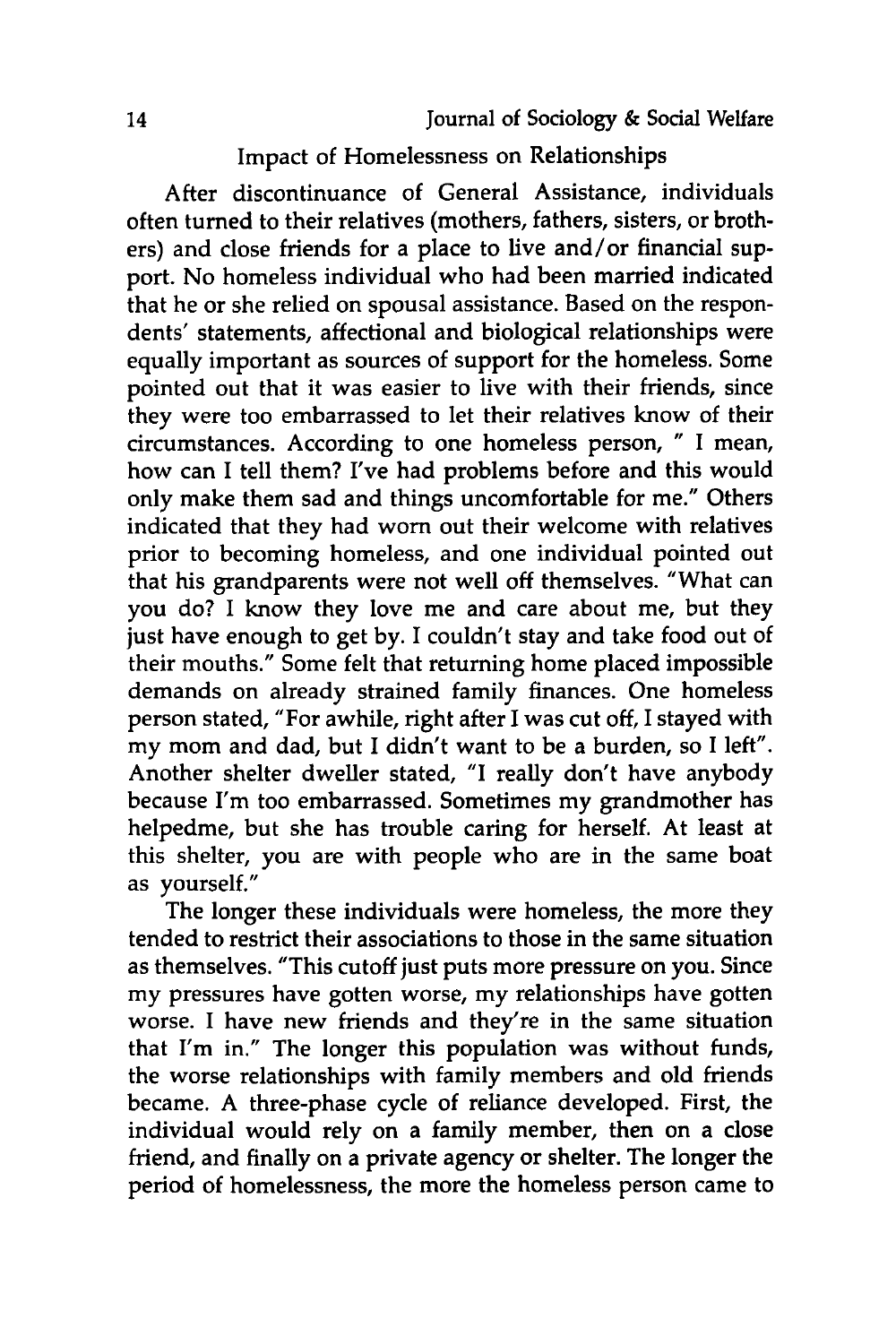## Impact of Homelessness on Relationships

After discontinuance of General Assistance, individuals often turned to their relatives (mothers, fathers, sisters, or brothers) and close friends for a place to live and/or financial support. No homeless individual who had been married indicated that he or she relied on spousal assistance. Based on the respondents' statements, affectional and biological relationships were equally important as sources of support for the homeless. Some pointed out that it was easier to live with their friends, since they were too embarrassed to let their relatives know of their circumstances. According to one homeless person, " I mean, how can I tell them? I've had problems before and this would only make them sad and things uncomfortable for me." Others indicated that they had worn out their welcome with relatives prior to becoming homeless, and one individual pointed out that his grandparents were not well off themselves. "What can you do? I know they love me and care about me, but they just have enough to get by. I couldn't stay and take food out of their mouths." Some felt that returning home placed impossible demands on already strained family finances. One homeless person stated, "For awhile, right after I was cut off, I stayed with my mom and dad, but I didn't want to be a burden, so I left". Another shelter dweller stated, "I really don't have anybody because I'm too embarrassed. Sometimes my grandmother has helpedme, but she has trouble caring for herself. At least at this shelter, you are with people who are in the same boat as yourself."

The longer these individuals were homeless, the more they tended to restrict their associations to those in the same situation as themselves. "This cutoff just puts more pressure on you. Since my pressures have gotten worse, my relationships have gotten worse. I have new friends and they're in the same situation that I'm in." The longer this population was without funds, the worse relationships with family members and old friends became. A three-phase cycle of reliance developed. First, the individual would rely on a family member, then on a close friend, and finally on a private agency or shelter. The longer the period of homelessness, the more the homeless person came to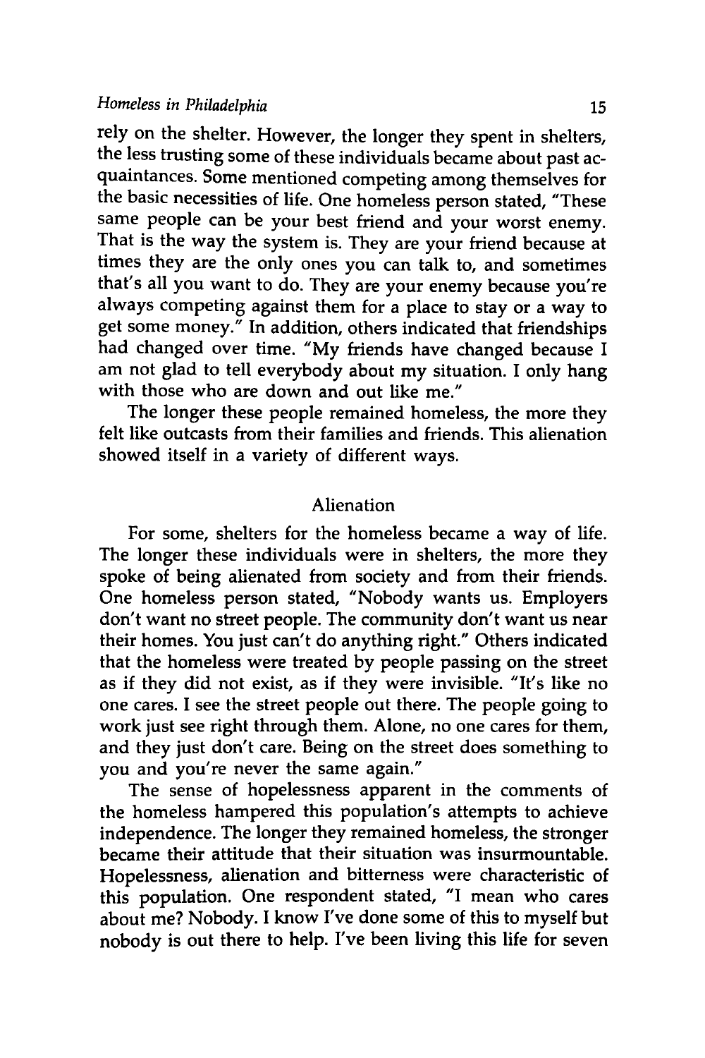rely on the shelter. However, the longer they spent in shelters, the less trusting some of these individuals became about past acquaintances. Some mentioned competing among themselves for the basic necessities of life. One homeless person stated, "These same people can be your best friend and your worst enemy. That is the way the system is. They are your friend because at times they are the only ones you can talk to, and sometimes that's all you want to do. They are your enemy because you're always competing against them for a place to stay or a way to get some money." In addition, others indicated that friendships had changed over time. "My friends have changed because I am not glad to tell everybody about my situation. I only hang with those who are down and out like me."

The longer these people remained homeless, the more they felt like outcasts from their families and friends. This alienation showed itself in a variety of different ways.

## Alienation

For some, shelters for the homeless became a way of life. The longer these individuals were in shelters, the more they spoke of being alienated from society and from their friends. One homeless person stated, "Nobody wants us. Employers don't want no street people. The community don't want us near their homes. You just can't do anything right." Others indicated that the homeless were treated by people passing on the street as if they did not exist, as if they were invisible. "It's like no one cares. I see the street people out there. The people going to work just see right through them. Alone, no one cares for them, and they just don't care. Being on the street does something to you and you're never the same again."

The sense of hopelessness apparent in the comments of the homeless hampered this population's attempts to achieve independence. The longer they remained homeless, the stronger became their attitude that their situation was insurmountable. Hopelessness, alienation and bitterness were characteristic of this population. One respondent stated, "I mean who cares about me? Nobody. I know I've done some of this to myself but nobody is out there to help. I've been living this life for seven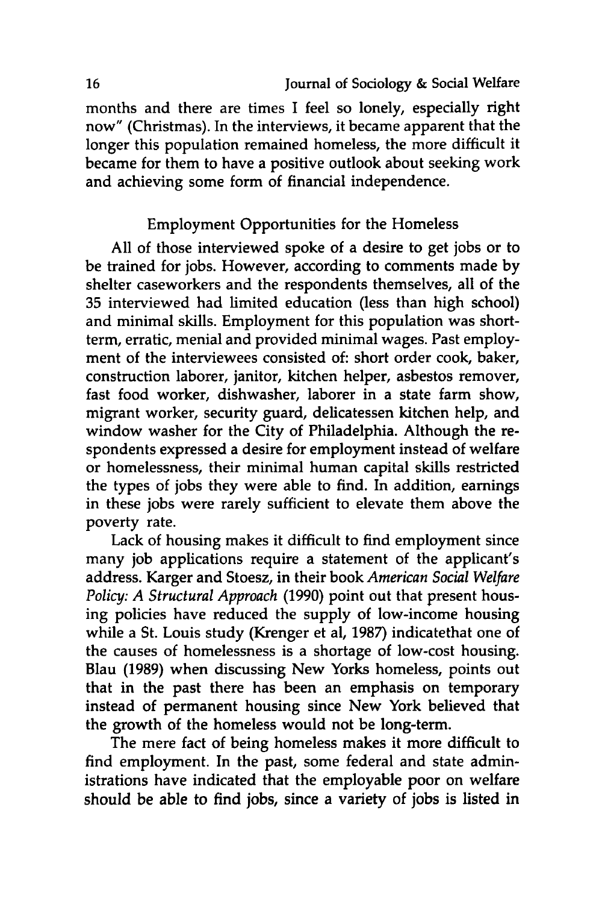months and there are times I feel so lonely, especially right now" (Christmas). In the interviews, it became apparent that the longer this population remained homeless, the more difficult it became for them to have a positive outlook about seeking work and achieving some form of financial independence.

## Employment Opportunities for the Homeless

All of those interviewed spoke of a desire to get jobs or to be trained for jobs. However, according to comments made by shelter caseworkers and the respondents themselves, all of the 35 interviewed had limited education (less than high school) and minimal skills. Employment for this population was short-term, erratic, menial and provided minimal wages. Past employment of the interviewees consisted of: short order cook, baker, construction laborer, janitor, kitchen helper, asbestos remover, fast food worker, dishwasher, laborer in a state farm show, migrant worker, security guard, delicatessen kitchen help, and window washer for the City of Philadelphia. Although the respondents expressed a desire for employment instead of welfare or homelessness, their minimal human capital skills restricted the types of jobs they were able to find. In addition, earnings in these jobs were rarely sufficient to elevate them above the poverty rate.

Lack of housing makes it difficult to find employment since many job applications require a statement of the applicant's address. Karger and Stoesz, in their book *American Social Welfare Policy: A Structural Approach* (1990) point out that present housing policies have reduced the supply of low-income housing while a St. Louis study (Krenger et al, 1987) indicatethat one of the causes of homelessness is a shortage of low-cost housing. Blau (1989) when discussing New Yorks homeless, points out that in the past there has been an emphasis on temporary instead of permanent housing since New York believed that the growth of the homeless would not be long-term.

The mere fact of being homeless makes it more difficult to find employment. In the past, some federal and state administrations have indicated that the employable poor on welfare should be able to find jobs, since a variety of jobs is listed in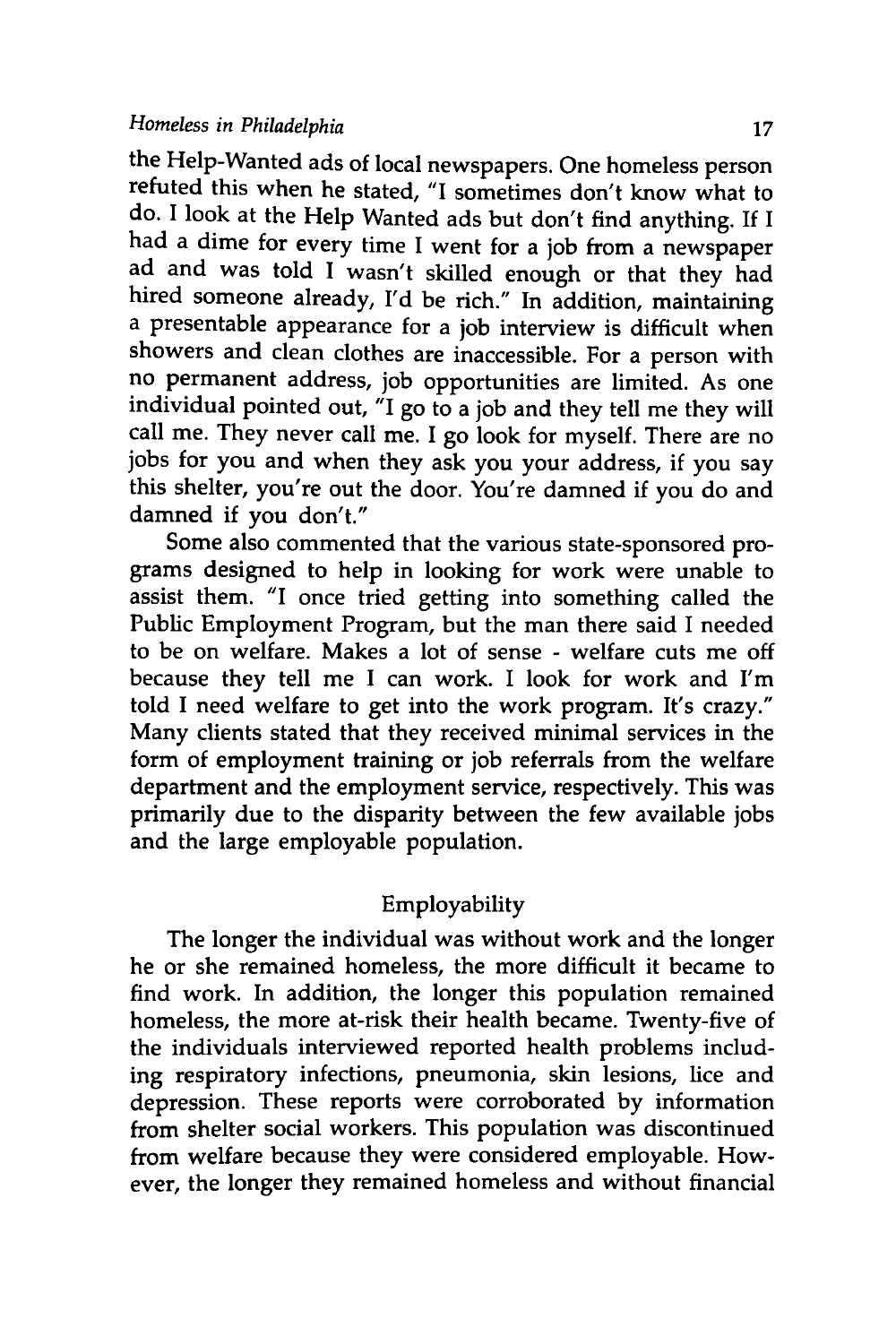the Help-Wanted ads of local newspapers. One homeless person refuted this when he stated, "I sometimes don't know what to do. I look at the Help Wanted ads but don't find anything. If I had a dime for every time I went for a job from a newspaper ad and was told I wasn't skilled enough or that they had hired someone already, I'd be rich." In addition, maintaining a presentable appearance for a job interview is difficult when showers and clean clothes are inaccessible. For a person with no permanent address, job opportunities are limited. As one individual pointed out, "I go to a job and they tell me they will call me. They never call me. I go look for myself. There are no jobs for you and when they ask you your address, if you say this shelter, you're out the door. You're damned if you do and damned if you don't."

Some also commented that the various state-sponsored programs designed to help in looking for work were unable to assist them. "I once tried getting into something called the Public Employment Program, but the man there said I needed to be on welfare. Makes a lot of sense - welfare cuts me off because they tell me I can work. I look for work and I'm told I need welfare to get into the work program. It's crazy." Many clients stated that they received minimal services in the form of employment training or job referrals from the welfare department and the employment service, respectively. This was primarily due to the disparity between the few available jobs and the large employable population.

## Employability

The longer the individual was without work and the longer he or she remained homeless, the more difficult it became to find work. In addition, the longer this population remained homeless, the more at-risk their health became. Twenty-five of the individuals interviewed reported health problems including respiratory infections, pneumonia, skin lesions, lice and depression. These reports were corroborated by information from shelter social workers. This population was discontinued from welfare because they were considered employable. However, the longer they remained homeless and without financial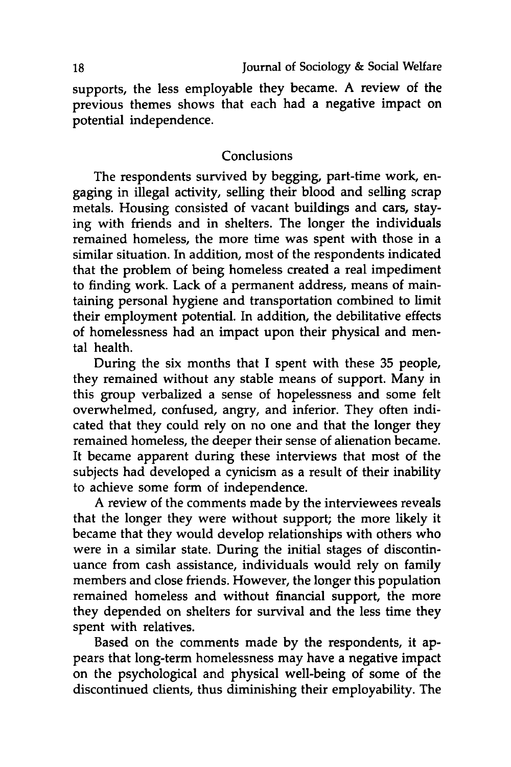supports, the less employable they became. A review of the previous themes shows that each had a negative impact on potential independence.

## Conclusions

The respondents survived by begging, part-time work, engaging in illegal activity, selling their blood and selling scrap metals. Housing consisted of vacant buildings and cars, staying with friends and in shelters. The longer the individuals remained homeless, the more time was spent with those in a similar situation. In addition, most of the respondents indicated that the problem of being homeless created a real impediment to finding work. Lack of a permanent address, means of maintaining personal hygiene and transportation combined to limit their employment potential. In addition, the debilitative effects of homelessness had an impact upon their physical and mental health.

During the six months that I spent with these 35 people, they remained without any stable means of support. Many in this group verbalized a sense of hopelessness and some felt overwhelmed, confused, angry, and inferior. They often indicated that they could rely on no one and that the longer they remained homeless, the deeper their sense of alienation became. It became apparent during these interviews that most of the subjects had developed a cynicism as a result of their inability to achieve some form of independence.

A review of the comments made by the interviewees reveals that the longer they were without support; the more likely it became that they would develop relationships with others who were in a similar state. During the initial stages of discontinuance from cash assistance, individuals would rely on family members and close friends. However, the longer this population remained homeless and without financial support, the more they depended on shelters for survival and the less time they spent with relatives.

Based on the comments made by the respondents, it appears that long-term homelessness may have a negative impact on the psychological and physical well-being of some of the discontinued clients, thus diminishing their employability. The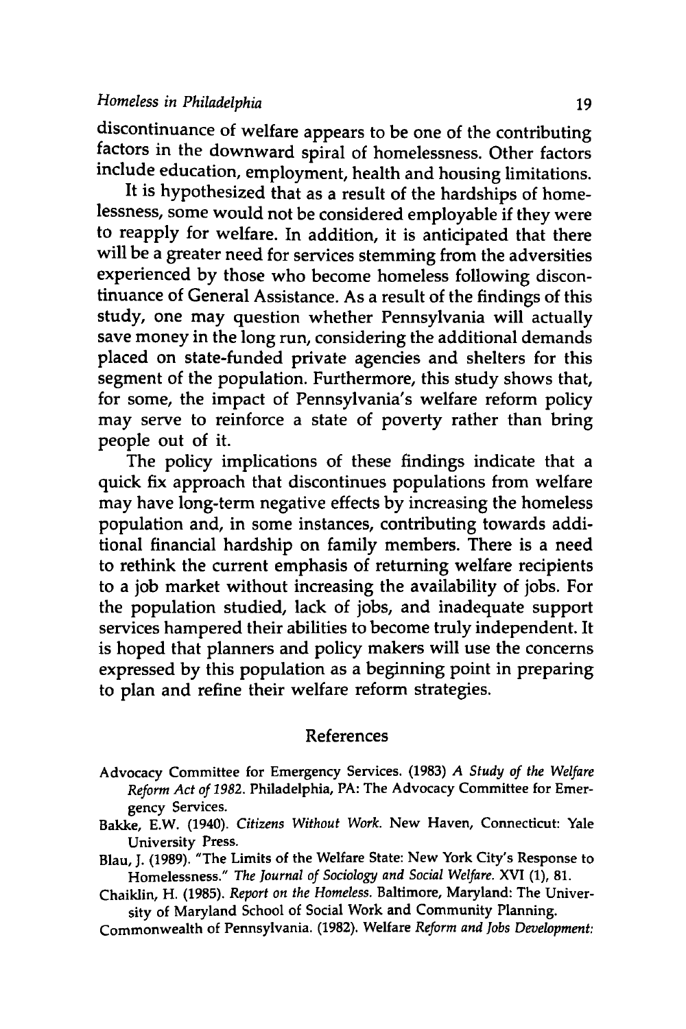discontinuance of welfare appears to be one of the contributing factors in the downward spiral of homelessness. Other factors include education, employment, health and housing limitations.

It is hypothesized that as a result of the hardships of homelessness, some would not be considered employable if they were to reapply for welfare. In addition, it is anticipated that there will be a greater need for services stemming from the adversities experienced by those who become homeless following discontinuance of General Assistance. As a result of the findings of this study, one may question whether Pennsylvania will actually save money in the long run, considering the additional demands placed on state-funded private agencies and shelters for this segment of the population. Furthermore, this study shows that, for some, the impact of Pennsylvania's welfare reform policy may serve to reinforce a state of poverty rather than bring people out of it.

The policy implications of these findings indicate that a quick fix approach that discontinues populations from welfare may have long-term negative effects by increasing the homeless population and, in some instances, contributing towards additional financial hardship on family members. There is a need to rethink the current emphasis of returning welfare recipients to a job market without increasing the availability of jobs. For the population studied, lack of jobs, and inadequate support services hampered their abilities to become truly independent. It is hoped that planners and policy makers will use the concerns expressed by this population as a beginning point in preparing to plan and refine their welfare reform strategies.

## References

Advocacy Committee for Emergency Services. (1983) *A Study of the Welfare Reform Act of 1982*. Philadelphia, PA: The Advocacy Committee for Emergency Services.

Bakke, E.W. (1940). *Citizens Without Work*. New Haven, Connecticut: Yale University Press.

Blau, J. (1989). "The Limits of the Welfare State: New York City's Response to Homelessness." *The Journal of Sociology and Social Welfare*. XVI (1), 81.

Chaiklin, H. (1985). *Report on the Homeless*. Baltimore, Maryland: The University of Maryland School of Social Work and Community Planning.

Commonwealth of Pennsylvania. (1982). *Welfare Reform and Jobs Development:*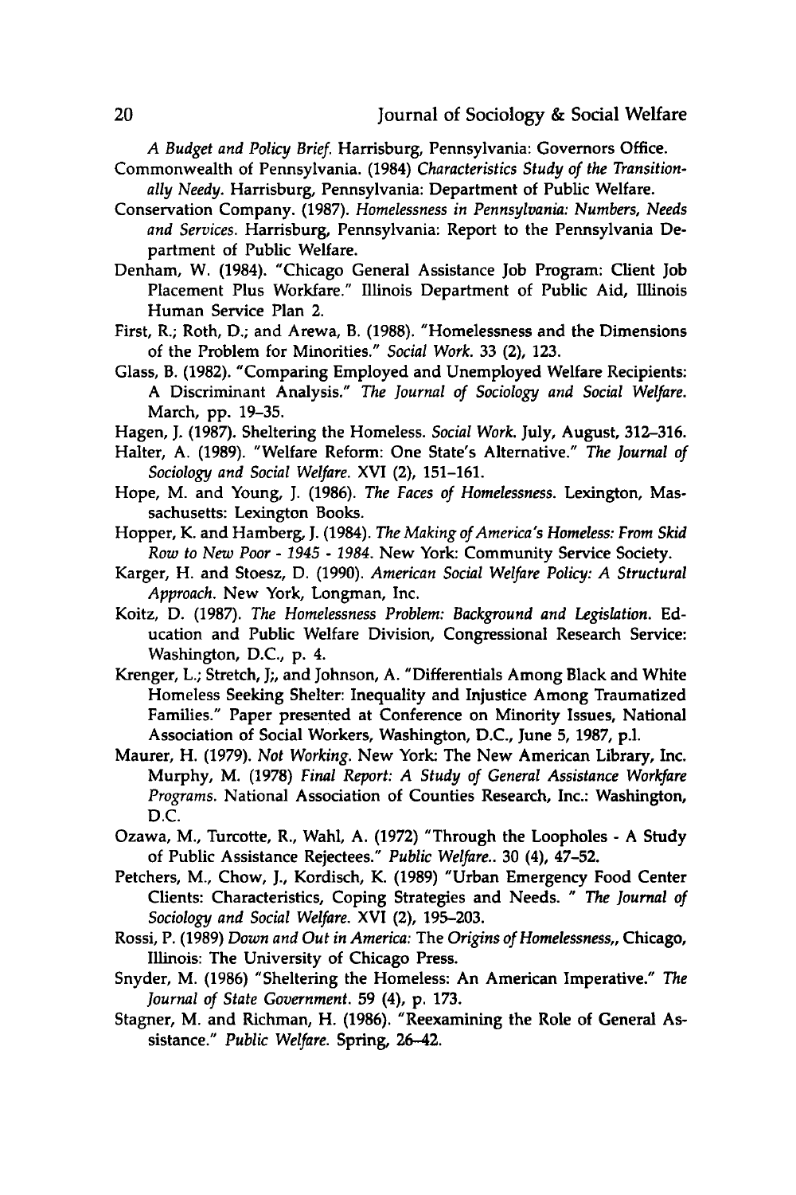*A Budget and Policy Brief.* Harrisburg, Pennsylvania: Governors Office.

Commonwealth of Pennsylvania. (1984) *Characteristics Study of the Transitionally Needy.* Harrisburg, Pennsylvania: Department of Public Welfare.

Conservation Company. (1987). *Homelessness in Pennsylvania: Numbers, Needs and Services.* Harrisburg, Pennsylvania: Report to the Pennsylvania Department of Public Welfare.

Denham, W. (1984). "Chicago General Assistance Job Program: Client Job Placement Plus Workfare." Illinois Department of Public Aid, Illinois Human Service Plan 2.

First, R.; Roth, D.; and Arewa, B. (1988). "Homelessness and the Dimensions of the Problem for Minorities." *Social Work.* 33 (2), 123.

Glass, B. (1982). "Comparing Employed and Unemployed Welfare Recipients: A Discriminant Analysis." *The Journal of Sociology and Social Welfare.* March, pp. 19–35.

Hagen, J. (1987). Sheltering the Homeless. *Social Work.* July, August, 312–316.

Halter, A. (1989). "Welfare Reform: One State's Alternative." *The Journal of Sociology and Social Welfare.* XVI (2), 151–161.

Hope, M. and Young, J. (1986). *The Faces of Homelessness.* Lexington, Massachusetts: Lexington Books.

Hopper, K. and Hamberg, J. (1984). *The Making of America's Homeless: From Skid Row to New Poor - 1945 - 1984.* New York: Community Service Society.

Karger, H. and Stoesz, D. (1990). *American Social Welfare Policy: A Structural Approach.* New York, Longman, Inc.

Koitz, D. (1987). *The Homelessness Problem: Background and Legislation.* Education and Public Welfare Division, Congressional Research Service: Washington, D.C., p. 4.

Krenger, L.; Stretch, J;, and Johnson, A. "Differentials Among Black and White Homeless Seeking Shelter: Inequality and Injustice Among Traumatized Families." Paper presented at Conference on Minority Issues, National Association of Social Workers, Washington, D.C., June 5, 1987, p.l.

Maurer, H. (1979). *Not Working.* New York: The New American Library, Inc.

Murphy, M. (1978) *Final Report: A Study of General Assistance Workfare Programs.* National Association of Counties Research, Inc.: Washington, D.C.

Ozawa, M., Turcotte, R., Wahl, A. (1972) "Through the Loopholes - A Study of Public Assistance Rejectees." *Public Welfare..* 30 (4), 47–52.

Petchers, M., Chow, J., Kordisch, K. (1989) "Urban Emergency Food Center Clients: Characteristics, Coping Strategies and Needs. " *The Journal of Sociology and Social Welfare.* XVI (2), 195–203.

Rossi, P. (1989) *Down and Out in America:* The *Origins of Homelessness,,* Chicago, Illinois: The University of Chicago Press.

Snyder, M. (1986) "Sheltering the Homeless: An American Imperative." *The Journal of State Government.* 59 (4), p. 173.

Stagner, M. and Richman, H. (1986). "Reexamining the Role of General Assistance." *Public Welfare.* Spring, 26–42.